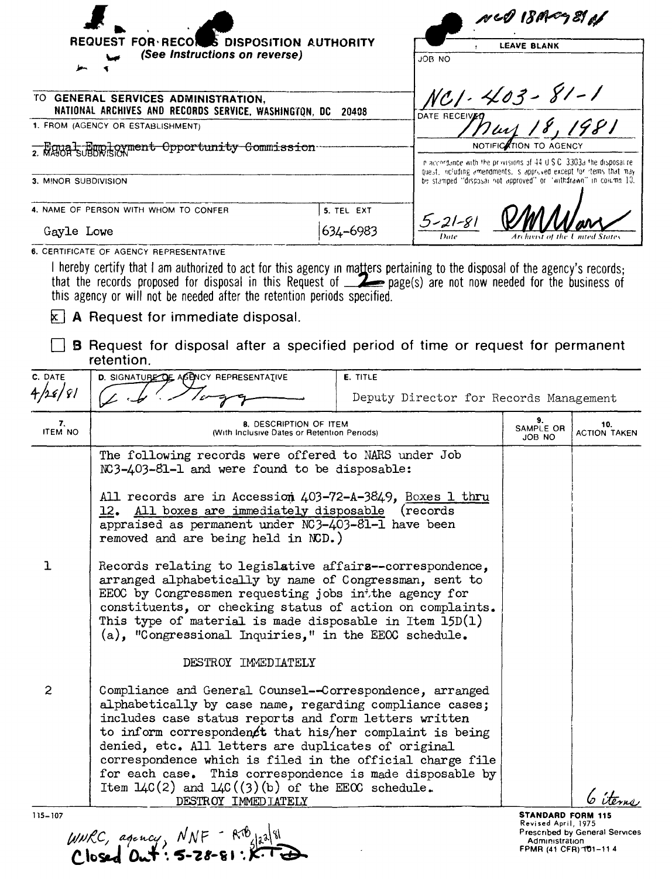NCD 18 May 81

# REQUEST FOR RECORDS DISPOSITION AUTHORITY

*(See Instructions on reverse)*

| LEAVE BLANK |
|---|
| JOB NO: NC1-403-81-1 |
| DATE RECEIVED: May 18, 1981 |
| NOTIFICATION TO AGENCY |
| In accordance with the provisions of 44 U.S.C. 3303a the disposal request, including amendments, is approved except for items that may be stamped "disposal not approved" or "withdrawn" in column 10. |
| 5-21-81 (Date) — [signature] Archivist of the United States |

TO GENERAL SERVICES ADMINISTRATION, NATIONAL ARCHIVES AND RECORDS SERVICE, WASHINGTON, DC 20408

1. FROM (AGENCY OR ESTABLISHMENT)

2. MAJOR SUBDIVISION: ~~Equal Employment Opportunity Commission~~

3. MINOR SUBDIVISION

4. NAME OF PERSON WITH WHOM TO CONFER: Gayle Lowe

5. TEL EXT: 634-6983

6. CERTIFICATE OF AGENCY REPRESENTATIVE

I hereby certify that I am authorized to act for this agency in matters pertaining to the disposal of the agency's records; that the records proposed for disposal in this Request of 2 page(s) are not now needed for the business of this agency or will not be needed after the retention periods specified.

- [x] **A** Request for immediate disposal.
- [ ] **B** Request for disposal after a specified period of time or request for permanent retention.

| C. DATE | D. SIGNATURE OF AGENCY REPRESENTATIVE | E. TITLE |
|---|---|---|
| 4/28/81 | [signature] | Deputy Director for Records Management |

| 7. ITEM NO | 8. DESCRIPTION OF ITEM (With Inclusive Dates or Retention Periods) | 9. SAMPLE OR JOB NO | 10. ACTION TAKEN |
|---|---|---|---|
| | The following records were offered to NARS under Job NC3-403-81-1 and were found to be disposable:<br><br>All records are in Accession 403-72-A-3849, Boxes 1 thru 12. All boxes are immediately disposable (records appraised as permanent under NC3-403-81-1 have been removed and are being held in NCD.) | | |
| 1 | Records relating to legislative affairs--correspondence, arranged alphabetically by name of Congressman, sent to EEOC by Congressmen requesting jobs in the agency for constituents, or checking status of action on complaints. This type of material is made disposable in Item 15D(1)(a), "Congressional Inquiries," in the EEOC schedule.<br><br>DESTROY IMMEDIATELY | | |
| 2 | Compliance and General Counsel--Correspondence, arranged alphabetically by case name, regarding compliance cases; includes case status reports and form letters written to inform correspondent that his/her complaint is being denied, etc. All letters are duplicates of original correspondence which is filed in the official charge file for each case. This correspondence is made disposable by Item 14C(2) and 14C((3)(b) of the EEOC schedule.<br><br>DESTROY IMMEDIATELY | | 6 items |

115-107

STANDARD FORM 115
Revised April, 1975
Prescribed by General Services Administration
FPMR (41 CFR) 101-11.4

WNRC, agency, NNF - RTB 5/22/81
Closed Out: 5-28-81 : K.T.D.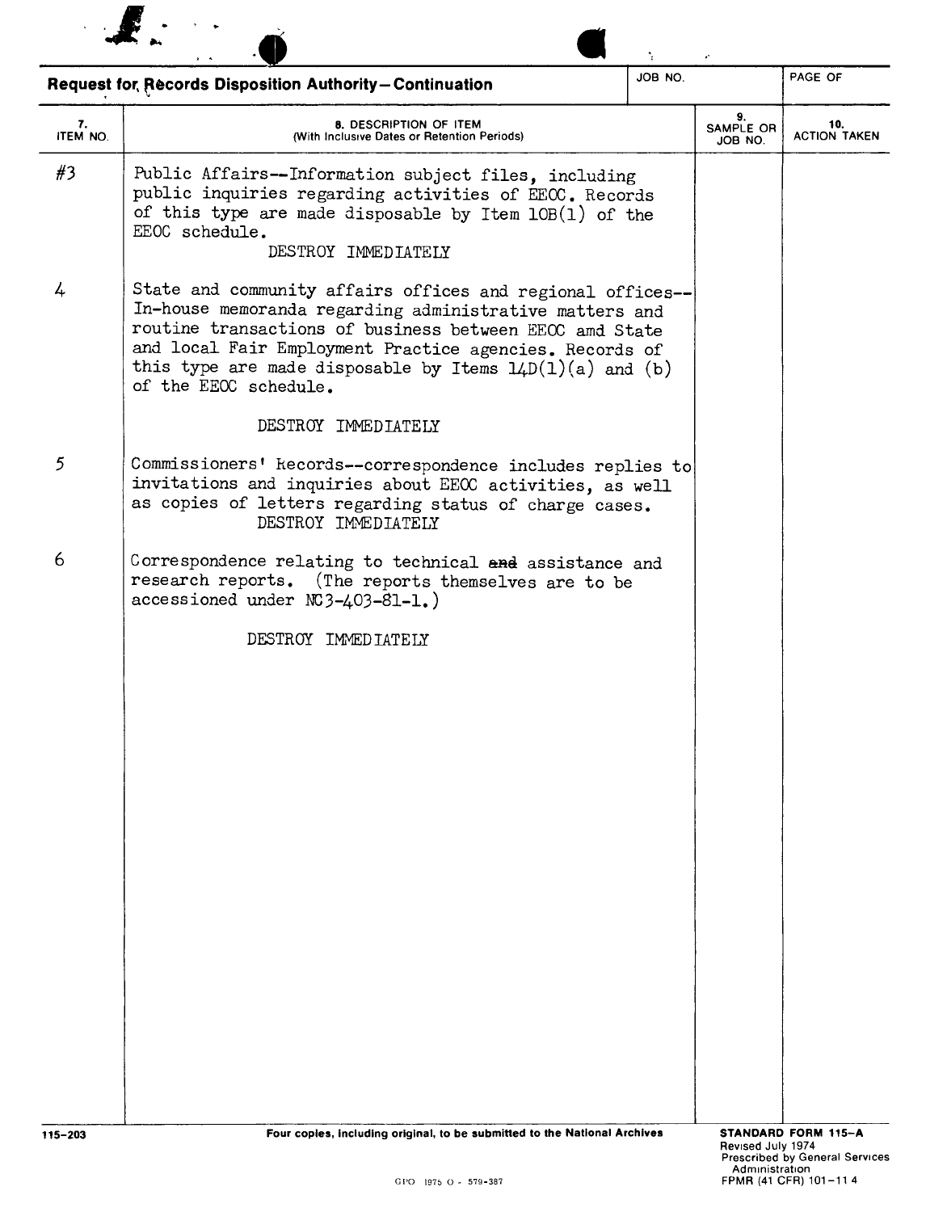## Request for Records Disposition Authority—Continuation

| JOB NO. | PAGE OF |
|---|---|
| | |

| 7. ITEM NO. | 8. DESCRIPTION OF ITEM (With Inclusive Dates or Retention Periods) | 9. SAMPLE OR JOB NO. | 10. ACTION TAKEN |
|---|---|---|---|
| #3 | Public Affairs--Information subject files, including public inquiries regarding activities of EEOC. Records of this type are made disposable by Item 10B(1) of the EEOC schedule. DESTROY IMMEDIATELY | | |
| 4 | State and community affairs offices and regional offices--In-house memoranda regarding administrative matters and routine transactions of business between EEOC amd State and local Fair Employment Practice agencies. Records of this type are made disposable by Items 14D(1)(a) and (b) of the EEOC schedule. DESTROY IMMEDIATELY | | |
| 5 | Commissioners' Records--correspondence includes replies to invitations and inquiries about EEOC activities, as well as copies of letters regarding status of charge cases. DESTROY IMMEDIATELY | | |
| 6 | Correspondence relating to technical ~~and~~ assistance and research reports. (The reports themselves are to be accessioned under NC3-403-81-1.) DESTROY IMMEDIATELY | | |

115-203

Four copies, including original, to be submitted to the National Archives

STANDARD FORM 115-A
Revised July 1974
Prescribed by General Services Administration
FPMR (41 CFR) 101-11 4

GPO 1975 O - 579-387